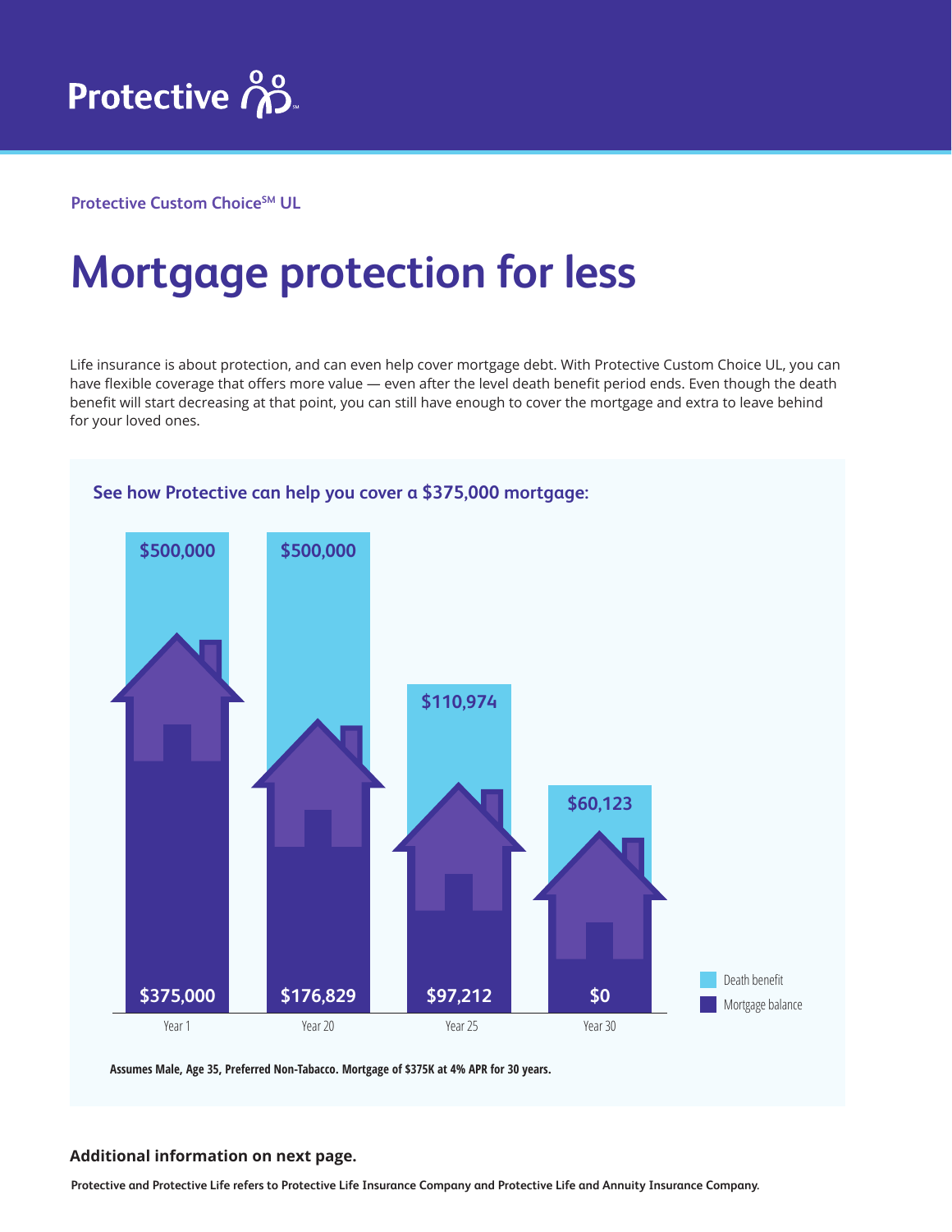Protective Custom Choice℠ UL

# Mortgage protection for less

Life insurance is about protection, and can even help cover mortgage debt. With Protective Custom Choice UL, you can have flexible coverage that offers more value — even after the level death benefit period ends. Even though the death benefit will start decreasing at that point, you can still have enough to cover the mortgage and extra to leave behind for your loved ones.

### See how Protective can help you cover a $375,000 mortgage:

| | Death benefit | Mortgage balance |
|---|---|---|
| Year 1 | $500,000 | $375,000 |
| Year 20 | $500,000 | $176,829 |
| Year 25 | $110,974 | $97,212 |
| Year 30 | $60,123 | $0 |

**Assumes Male, Age 35, Preferred Non-Tabacco. Mortgage of $375K at 4% APR for 30 years.**

**Additional information on next page.**

**Protective and Protective Life refers to Protective Life Insurance Company and Protective Life and Annuity Insurance Company.**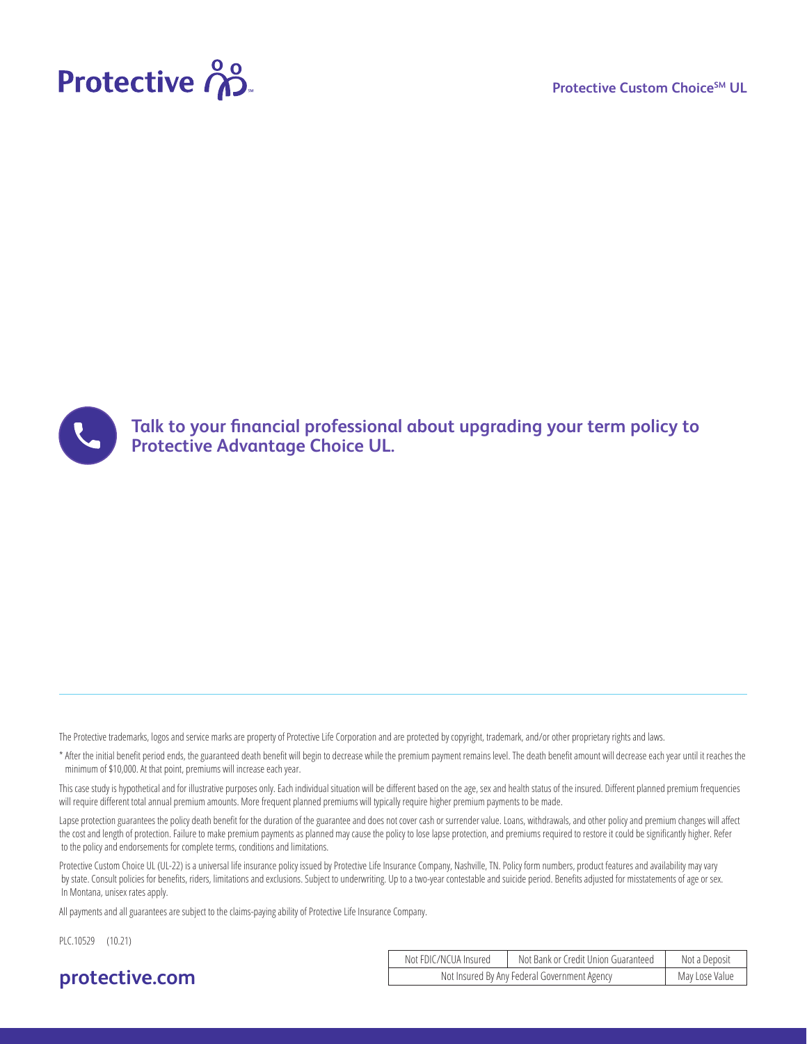**Talk to your financial professional about upgrading your term policy to Protective Advantage Choice UL.**

The Protective trademarks, logos and service marks are property of Protective Life Corporation and are protected by copyright, trademark, and/or other proprietary rights and laws.

* After the initial benefit period ends, the guaranteed death benefit will begin to decrease while the premium payment remains level. The death benefit amount will decrease each year until it reaches the minimum of $10,000. At that point, premiums will increase each year.

This case study is hypothetical and for illustrative purposes only. Each individual situation will be different based on the age, sex and health status of the insured. Different planned premium frequencies will require different total annual premium amounts. More frequent planned premiums will typically require higher premium payments to be made.

Lapse protection guarantees the policy death benefit for the duration of the guarantee and does not cover cash or surrender value. Loans, withdrawals, and other policy and premium changes will affect the cost and length of protection. Failure to make premium payments as planned may cause the policy to lose lapse protection, and premiums required to restore it could be significantly higher. Refer to the policy and endorsements for complete terms, conditions and limitations.

Protective Custom Choice UL (UL-22) is a universal life insurance policy issued by Protective Life Insurance Company, Nashville, TN. Policy form numbers, product features and availability may vary by state. Consult policies for benefits, riders, limitations and exclusions. Subject to underwriting. Up to a two-year contestable and suicide period. Benefits adjusted for misstatements of age or sex. In Montana, unisex rates apply.

All payments and all guarantees are subject to the claims-paying ability of Protective Life Insurance Company.

PLC.10529 (10.21)

**protective.com**

| | | |
|---|---|---|
| Not FDIC/NCUA Insured | Not Bank or Credit Union Guaranteed | Not a Deposit |
| Not Insured By Any Federal Government Agency | | May Lose Value |